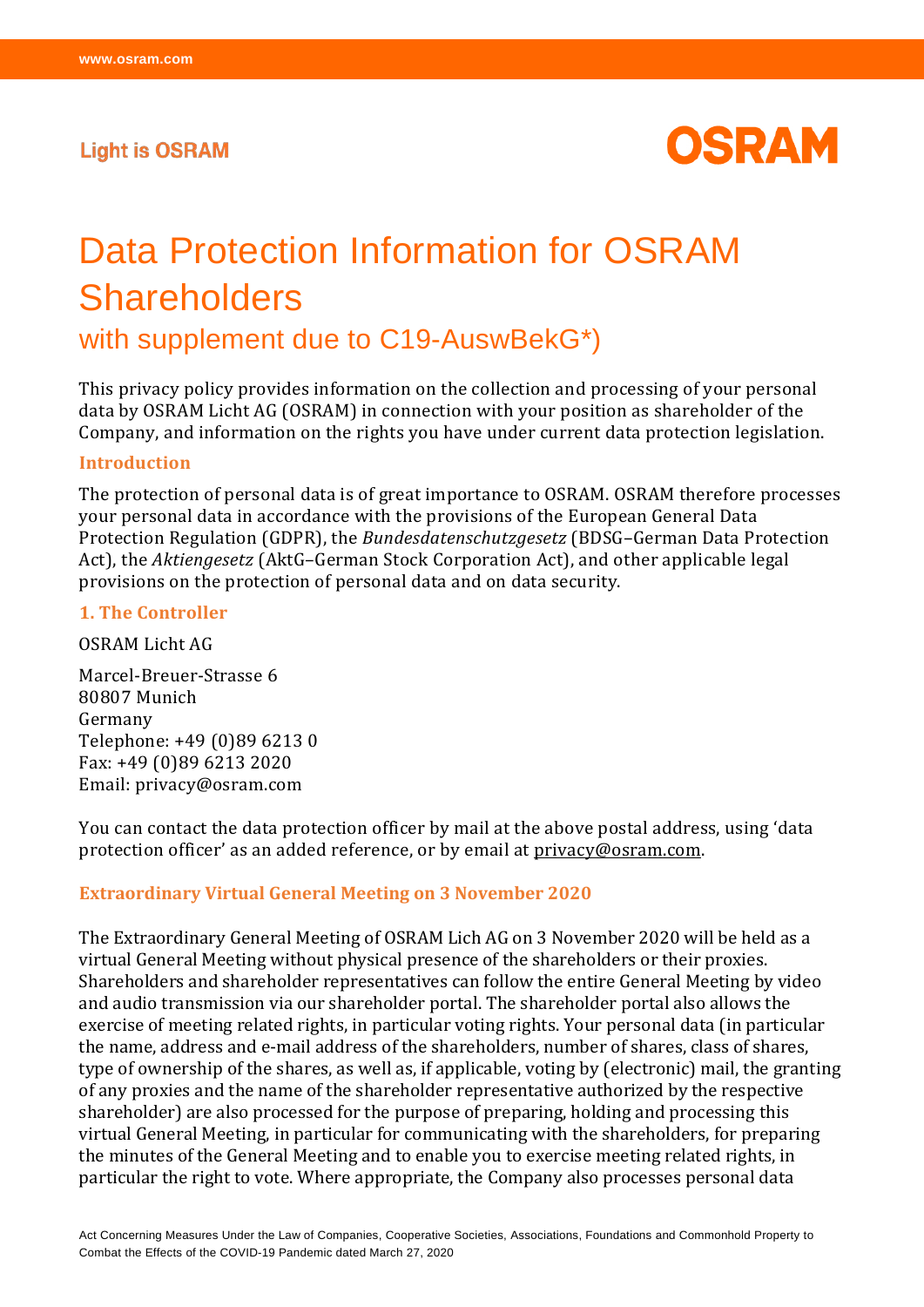Light is OSRAM

OSRAM

# Data Protection Information for OSRAM Shareholders

## with supplement due to C19-AuswBekG*)

This privacy policy provides information on the collection and processing of your personal data by OSRAM Licht AG (OSRAM) in connection with your position as shareholder of the Company, and information on the rights you have under current data protection legislation.

### Introduction

The protection of personal data is of great importance to OSRAM. OSRAM therefore processes your personal data in accordance with the provisions of the European General Data Protection Regulation (GDPR), the *Bundesdatenschutzgesetz* (BDSG–German Data Protection Act), the *Aktiengesetz* (AktG–German Stock Corporation Act), and other applicable legal provisions on the protection of personal data and on data security.

### 1. The Controller

OSRAM Licht AG

Marcel-Breuer-Strasse 6
80807 Munich
Germany
Telephone: +49 (0)89 6213 0
Fax: +49 (0)89 6213 2020
Email: privacy@osram.com

You can contact the data protection officer by mail at the above postal address, using 'data protection officer' as an added reference, or by email at privacy@osram.com.

### Extraordinary Virtual General Meeting on 3 November 2020

The Extraordinary General Meeting of OSRAM Lich AG on 3 November 2020 will be held as a virtual General Meeting without physical presence of the shareholders or their proxies. Shareholders and shareholder representatives can follow the entire General Meeting by video and audio transmission via our shareholder portal. The shareholder portal also allows the exercise of meeting related rights, in particular voting rights. Your personal data (in particular the name, address and e-mail address of the shareholders, number of shares, class of shares, type of ownership of the shares, as well as, if applicable, voting by (electronic) mail, the granting of any proxies and the name of the shareholder representative authorized by the respective shareholder) are also processed for the purpose of preparing, holding and processing this virtual General Meeting, in particular for communicating with the shareholders, for preparing the minutes of the General Meeting and to enable you to exercise meeting related rights, in particular the right to vote. Where appropriate, the Company also processes personal data

*) Act Concerning Measures Under the Law of Companies, Cooperative Societies, Associations, Foundations and Commonhold Property to Combat the Effects of the COVID-19 Pandemic dated March 27, 2020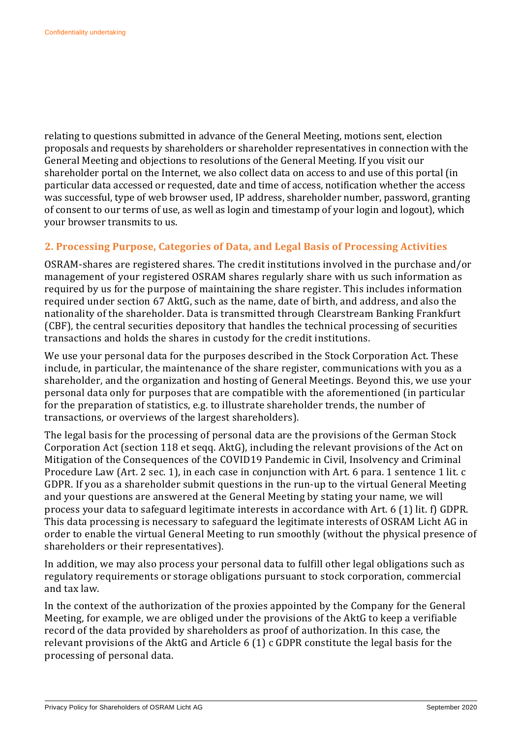relating to questions submitted in advance of the General Meeting, motions sent, election proposals and requests by shareholders or shareholder representatives in connection with the General Meeting and objections to resolutions of the General Meeting. If you visit our shareholder portal on the Internet, we also collect data on access to and use of this portal (in particular data accessed or requested, date and time of access, notification whether the access was successful, type of web browser used, IP address, shareholder number, password, granting of consent to our terms of use, as well as login and timestamp of your login and logout), which your browser transmits to us.

## 2. Processing Purpose, Categories of Data, and Legal Basis of Processing Activities

OSRAM-shares are registered shares. The credit institutions involved in the purchase and/or management of your registered OSRAM shares regularly share with us such information as required by us for the purpose of maintaining the share register. This includes information required under section 67 AktG, such as the name, date of birth, and address, and also the nationality of the shareholder. Data is transmitted through Clearstream Banking Frankfurt (CBF), the central securities depository that handles the technical processing of securities transactions and holds the shares in custody for the credit institutions.

We use your personal data for the purposes described in the Stock Corporation Act. These include, in particular, the maintenance of the share register, communications with you as a shareholder, and the organization and hosting of General Meetings. Beyond this, we use your personal data only for purposes that are compatible with the aforementioned (in particular for the preparation of statistics, e.g. to illustrate shareholder trends, the number of transactions, or overviews of the largest shareholders).

The legal basis for the processing of personal data are the provisions of the German Stock Corporation Act (section 118 et seqq. AktG), including the relevant provisions of the Act on Mitigation of the Consequences of the COVID19 Pandemic in Civil, Insolvency and Criminal Procedure Law (Art. 2 sec. 1), in each case in conjunction with Art. 6 para. 1 sentence 1 lit. c GDPR. If you as a shareholder submit questions in the run-up to the virtual General Meeting and your questions are answered at the General Meeting by stating your name, we will process your data to safeguard legitimate interests in accordance with Art. 6 (1) lit. f) GDPR. This data processing is necessary to safeguard the legitimate interests of OSRAM Licht AG in order to enable the virtual General Meeting to run smoothly (without the physical presence of shareholders or their representatives).

In addition, we may also process your personal data to fulfill other legal obligations such as regulatory requirements or storage obligations pursuant to stock corporation, commercial and tax law.

In the context of the authorization of the proxies appointed by the Company for the General Meeting, for example, we are obliged under the provisions of the AktG to keep a verifiable record of the data provided by shareholders as proof of authorization. In this case, the relevant provisions of the AktG and Article 6 (1) c GDPR constitute the legal basis for the processing of personal data.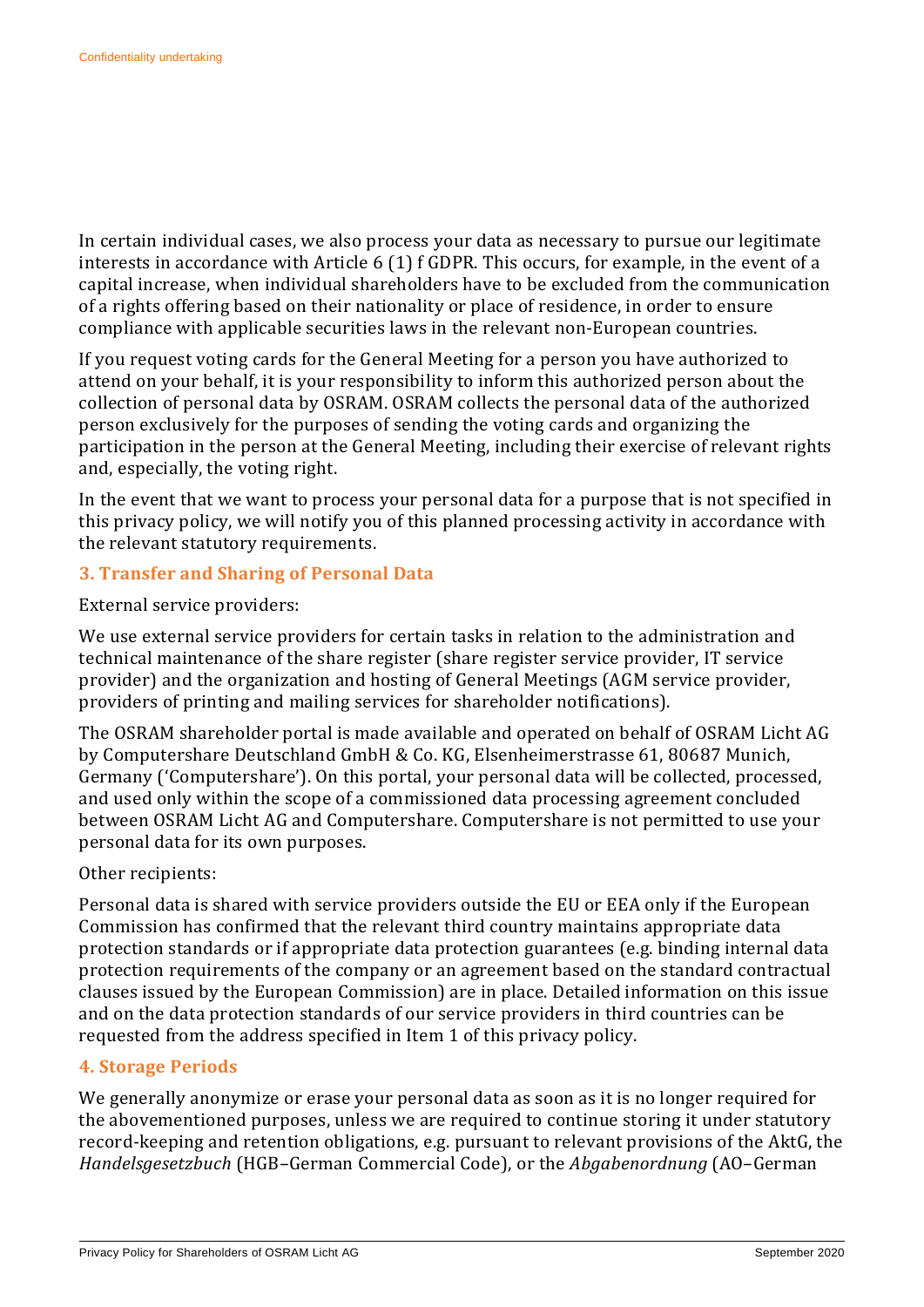In certain individual cases, we also process your data as necessary to pursue our legitimate interests in accordance with Article 6 (1) f GDPR. This occurs, for example, in the event of a capital increase, when individual shareholders have to be excluded from the communication of a rights offering based on their nationality or place of residence, in order to ensure compliance with applicable securities laws in the relevant non-European countries.

If you request voting cards for the General Meeting for a person you have authorized to attend on your behalf, it is your responsibility to inform this authorized person about the collection of personal data by OSRAM. OSRAM collects the personal data of the authorized person exclusively for the purposes of sending the voting cards and organizing the participation in the person at the General Meeting, including their exercise of relevant rights and, especially, the voting right.

In the event that we want to process your personal data for a purpose that is not specified in this privacy policy, we will notify you of this planned processing activity in accordance with the relevant statutory requirements.

### 3. Transfer and Sharing of Personal Data

External service providers:

We use external service providers for certain tasks in relation to the administration and technical maintenance of the share register (share register service provider, IT service provider) and the organization and hosting of General Meetings (AGM service provider, providers of printing and mailing services for shareholder notifications).

The OSRAM shareholder portal is made available and operated on behalf of OSRAM Licht AG by Computershare Deutschland GmbH & Co. KG, Elsenheimerstrasse 61, 80687 Munich, Germany ('Computershare'). On this portal, your personal data will be collected, processed, and used only within the scope of a commissioned data processing agreement concluded between OSRAM Licht AG and Computershare. Computershare is not permitted to use your personal data for its own purposes.

Other recipients:

Personal data is shared with service providers outside the EU or EEA only if the European Commission has confirmed that the relevant third country maintains appropriate data protection standards or if appropriate data protection guarantees (e.g. binding internal data protection requirements of the company or an agreement based on the standard contractual clauses issued by the European Commission) are in place. Detailed information on this issue and on the data protection standards of our service providers in third countries can be requested from the address specified in Item 1 of this privacy policy.

### 4. Storage Periods

We generally anonymize or erase your personal data as soon as it is no longer required for the abovementioned purposes, unless we are required to continue storing it under statutory record-keeping and retention obligations, e.g. pursuant to relevant provisions of the AktG, the *Handelsgesetzbuch* (HGB–German Commercial Code), or the *Abgabenordnung* (AO–German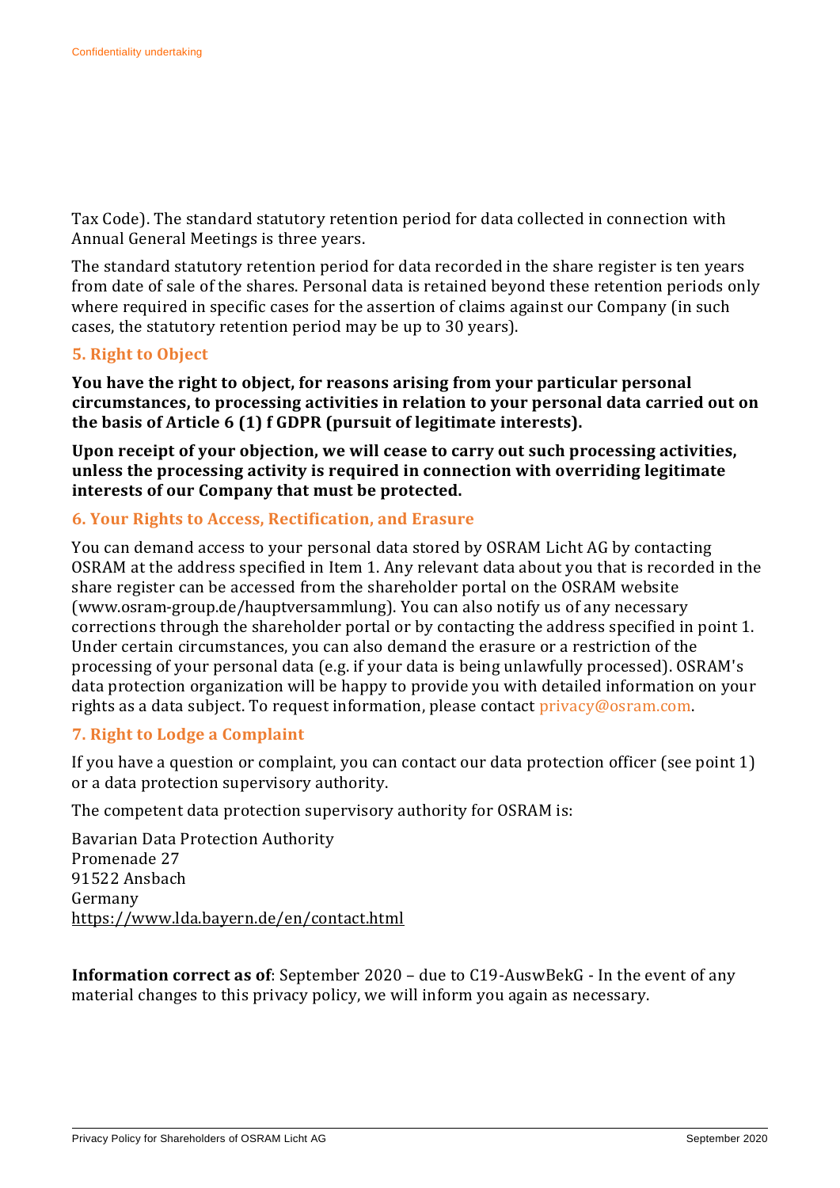Tax Code). The standard statutory retention period for data collected in connection with Annual General Meetings is three years.

The standard statutory retention period for data recorded in the share register is ten years from date of sale of the shares. Personal data is retained beyond these retention periods only where required in specific cases for the assertion of claims against our Company (in such cases, the statutory retention period may be up to 30 years).

## 5. Right to Object

**You have the right to object, for reasons arising from your particular personal circumstances, to processing activities in relation to your personal data carried out on the basis of Article 6 (1) f GDPR (pursuit of legitimate interests).**

**Upon receipt of your objection, we will cease to carry out such processing activities, unless the processing activity is required in connection with overriding legitimate interests of our Company that must be protected.**

## 6. Your Rights to Access, Rectification, and Erasure

You can demand access to your personal data stored by OSRAM Licht AG by contacting OSRAM at the address specified in Item 1. Any relevant data about you that is recorded in the share register can be accessed from the shareholder portal on the OSRAM website (www.osram-group.de/hauptversammlung). You can also notify us of any necessary corrections through the shareholder portal or by contacting the address specified in point 1. Under certain circumstances, you can also demand the erasure or a restriction of the processing of your personal data (e.g. if your data is being unlawfully processed). OSRAM's data protection organization will be happy to provide you with detailed information on your rights as a data subject. To request information, please contact privacy@osram.com.

## 7. Right to Lodge a Complaint

If you have a question or complaint, you can contact our data protection officer (see point 1) or a data protection supervisory authority.

The competent data protection supervisory authority for OSRAM is:

Bavarian Data Protection Authority
Promenade 27
91522 Ansbach
Germany
https://www.lda.bayern.de/en/contact.html

**Information correct as of**: September 2020 – due to C19-AuswBekG - In the event of any material changes to this privacy policy, we will inform you again as necessary.